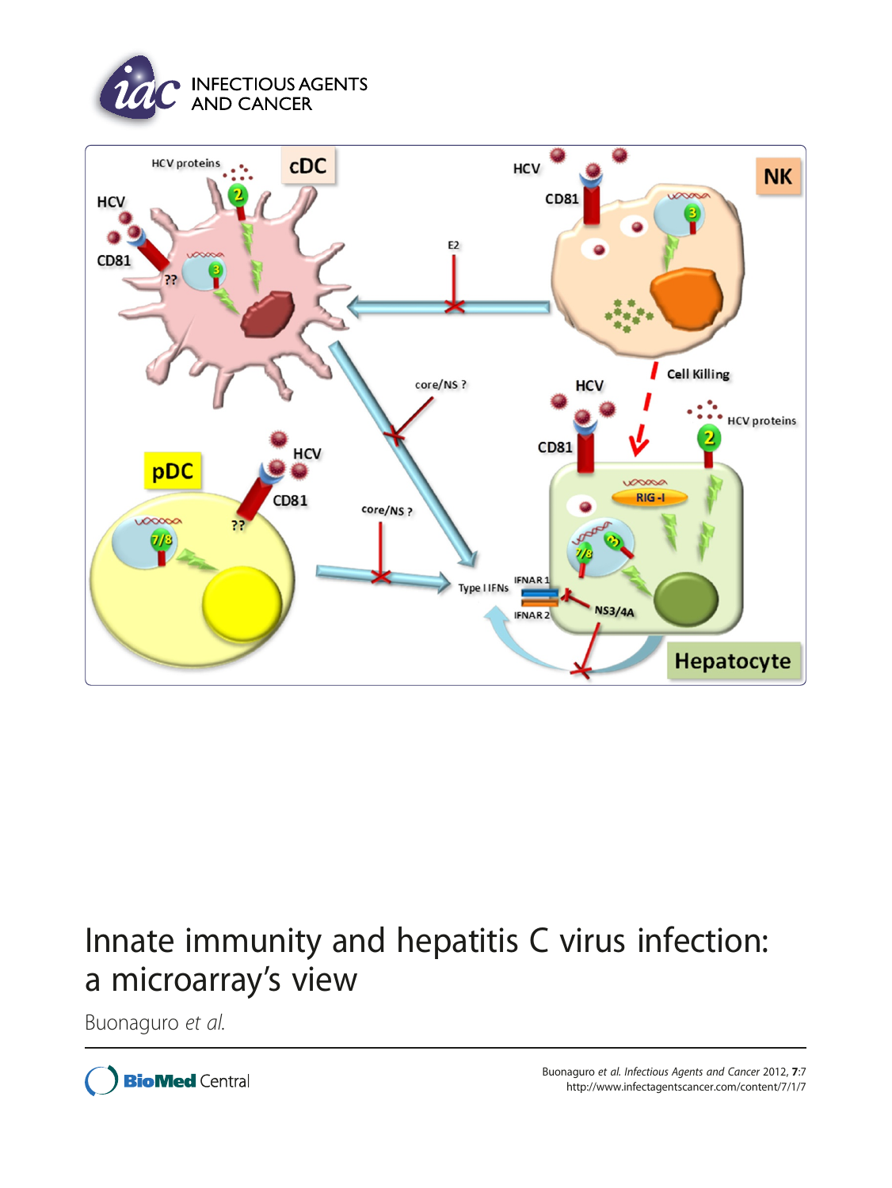# Innate immunity and hepatitis C virus infection: a microarray's view

Buonaguro *et al.*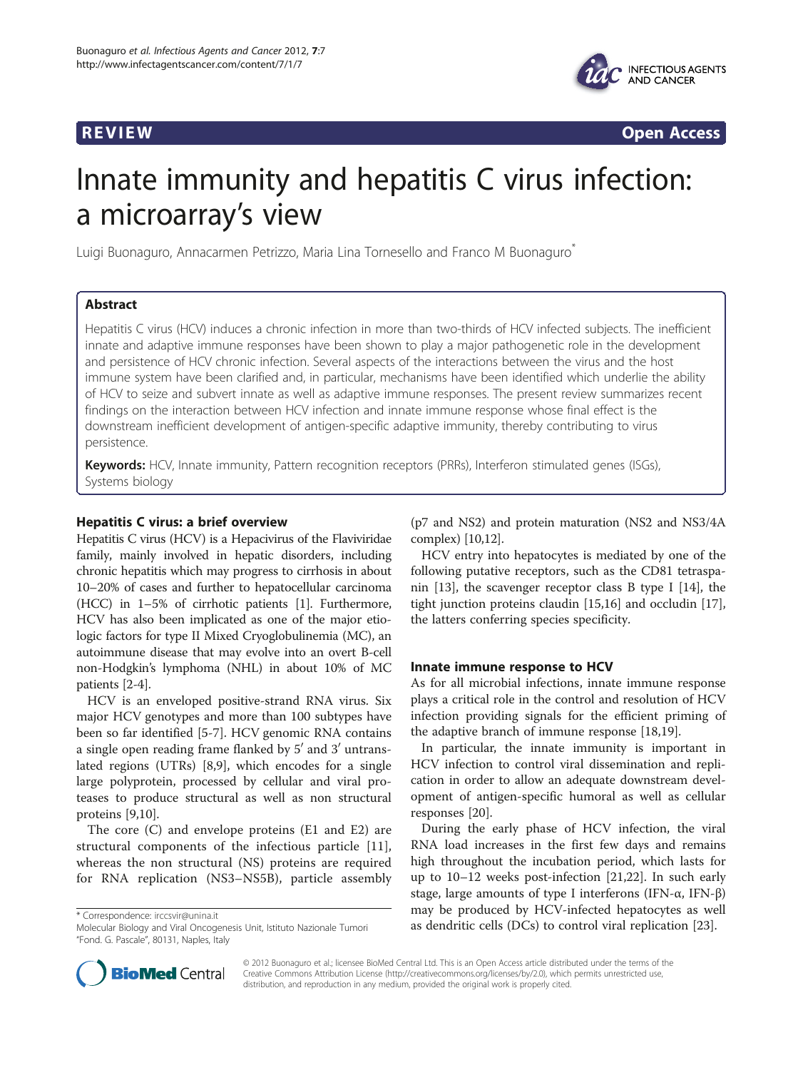# Innate immunity and hepatitis C virus infection: a microarray's view

Luigi Buonaguro, Annacarmen Petrizzo, Maria Lina Tornesello and Franco M Buonaguro*

## Abstract

Hepatitis C virus (HCV) induces a chronic infection in more than two-thirds of HCV infected subjects. The inefficient innate and adaptive immune responses have been shown to play a major pathogenetic role in the development and persistence of HCV chronic infection. Several aspects of the interactions between the virus and the host immune system have been clarified and, in particular, mechanisms have been identified which underlie the ability of HCV to seize and subvert innate as well as adaptive immune responses. The present review summarizes recent findings on the interaction between HCV infection and innate immune response whose final effect is the downstream inefficient development of antigen-specific adaptive immunity, thereby contributing to virus persistence.

**Keywords:** HCV, Innate immunity, Pattern recognition receptors (PRRs), Interferon stimulated genes (ISGs), Systems biology

## Hepatitis C virus: a brief overview

Hepatitis C virus (HCV) is a Hepacivirus of the Flaviviridae family, mainly involved in hepatic disorders, including chronic hepatitis which may progress to cirrhosis in about 10–20% of cases and further to hepatocellular carcinoma (HCC) in 1–5% of cirrhotic patients [1]. Furthermore, HCV has also been implicated as one of the major etiologic factors for type II Mixed Cryoglobulinemia (MC), an autoimmune disease that may evolve into an overt B-cell non-Hodgkin's lymphoma (NHL) in about 10% of MC patients [2-4].

HCV is an enveloped positive-strand RNA virus. Six major HCV genotypes and more than 100 subtypes have been so far identified [5-7]. HCV genomic RNA contains a single open reading frame flanked by 5′ and 3′ untranslated regions (UTRs) [8,9], which encodes for a single large polyprotein, processed by cellular and viral proteases to produce structural as well as non structural proteins [9,10].

The core (C) and envelope proteins (E1 and E2) are structural components of the infectious particle [11], whereas the non structural (NS) proteins are required for RNA replication (NS3–NS5B), particle assembly (p7 and NS2) and protein maturation (NS2 and NS3/4A complex) [10,12].

HCV entry into hepatocytes is mediated by one of the following putative receptors, such as the CD81 tetraspanin [13], the scavenger receptor class B type I [14], the tight junction proteins claudin [15,16] and occludin [17], the latters conferring species specificity.

## Innate immune response to HCV

As for all microbial infections, innate immune response plays a critical role in the control and resolution of HCV infection providing signals for the efficient priming of the adaptive branch of immune response [18,19].

In particular, the innate immunity is important in HCV infection to control viral dissemination and replication in order to allow an adequate downstream development of antigen-specific humoral as well as cellular responses [20].

During the early phase of HCV infection, the viral RNA load increases in the first few days and remains high throughout the incubation period, which lasts for up to 10–12 weeks post-infection [21,22]. In such early stage, large amounts of type I interferons (IFN-α, IFN-β) may be produced by HCV-infected hepatocytes as well as dendritic cells (DCs) to control viral replication [23].

\* Correspondence: irccsvir@unina.it
Molecular Biology and Viral Oncogenesis Unit, Istituto Nazionale Tumori "Fond. G. Pascale", 80131, Naples, Italy

© 2012 Buonaguro et al.; licensee BioMed Central Ltd. This is an Open Access article distributed under the terms of the Creative Commons Attribution License (http://creativecommons.org/licenses/by/2.0), which permits unrestricted use, distribution, and reproduction in any medium, provided the original work is properly cited.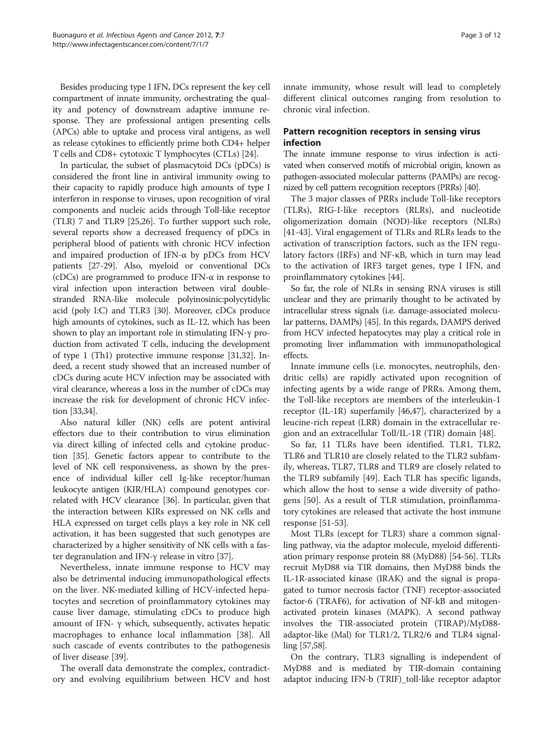Besides producing type I IFN, DCs represent the key cell compartment of innate immunity, orchestrating the quality and potency of downstream adaptive immune response. They are professional antigen presenting cells (APCs) able to uptake and process viral antigens, as well as release cytokines to efficiently prime both CD4+ helper T cells and CD8+ cytotoxic T lymphocytes (CTLs) [24].

In particular, the subset of plasmacytoid DCs (pDCs) is considered the front line in antiviral immunity owing to their capacity to rapidly produce high amounts of type I interferon in response to viruses, upon recognition of viral components and nucleic acids through Toll-like receptor (TLR) 7 and TLR9 [25,26]. To further support such role, several reports show a decreased frequency of pDCs in peripheral blood of patients with chronic HCV infection and impaired production of IFN-α by pDCs from HCV patients [27-29]. Also, myeloid or conventional DCs (cDCs) are programmed to produce IFN-α in response to viral infection upon interaction between viral double-stranded RNA-like molecule polyinosinic:polycytidylic acid (poly I:C) and TLR3 [30]. Moreover, cDCs produce high amounts of cytokines, such as IL-12, which has been shown to play an important role in stimulating IFN-γ production from activated T cells, inducing the development of type 1 (Th1) protective immune response [31,32]. Indeed, a recent study showed that an increased number of cDCs during acute HCV infection may be associated with viral clearance, whereas a loss in the number of cDCs may increase the risk for development of chronic HCV infection [33,34].

Also natural killer (NK) cells are potent antiviral effectors due to their contribution to virus elimination via direct killing of infected cells and cytokine production [35]. Genetic factors appear to contribute to the level of NK cell responsiveness, as shown by the presence of individual killer cell Ig-like receptor/human leukocyte antigen (KIR/HLA) compound genotypes correlated with HCV clearance [36]. In particular, given that the interaction between KIRs expressed on NK cells and HLA expressed on target cells plays a key role in NK cell activation, it has been suggested that such genotypes are characterized by a higher sensitivity of NK cells with a faster degranulation and IFN-γ release in vitro [37].

Nevertheless, innate immune response to HCV may also be detrimental inducing immunopathological effects on the liver. NK-mediated killing of HCV-infected hepatocytes and secretion of proinflammatory cytokines may cause liver damage, stimulating cDCs to produce high amount of IFN- γ which, subsequently, activates hepatic macrophages to enhance local inflammation [38]. All such cascade of events contributes to the pathogenesis of liver disease [39].

The overall data demonstrate the complex, contradictory and evolving equilibrium between HCV and host innate immunity, whose result will lead to completely different clinical outcomes ranging from resolution to chronic viral infection.

## Pattern recognition receptors in sensing virus infection

The innate immune response to virus infection is activated when conserved motifs of microbial origin, known as pathogen-associated molecular patterns (PAMPs) are recognized by cell pattern recognition receptors (PRRs) [40].

The 3 major classes of PRRs include Toll-like receptors (TLRs), RIG-I-like receptors (RLRs), and nucleotide oligomerization domain (NOD)-like receptors (NLRs) [41-43]. Viral engagement of TLRs and RLRs leads to the activation of transcription factors, such as the IFN regulatory factors (IRFs) and NF-κB, which in turn may lead to the activation of IRF3 target genes, type I IFN, and proinflammatory cytokines [44].

So far, the role of NLRs in sensing RNA viruses is still unclear and they are primarily thought to be activated by intracellular stress signals (i.e. damage-associated molecular patterns, DAMPs) [45]. In this regards, DAMPS derived from HCV infected hepatocytes may play a critical role in promoting liver inflammation with immunopathological effects.

Innate immune cells (i.e. monocytes, neutrophils, dendritic cells) are rapidly activated upon recognition of infecting agents by a wide range of PRRs. Among them, the Toll-like receptors are members of the interleukin-1 receptor (IL-1R) superfamily [46,47], characterized by a leucine-rich repeat (LRR) domain in the extracellular region and an extracellular Toll/IL-1R (TIR) domain [48].

So far, 11 TLRs have been identified. TLR1, TLR2, TLR6 and TLR10 are closely related to the TLR2 subfamily, whereas, TLR7, TLR8 and TLR9 are closely related to the TLR9 subfamily [49]. Each TLR has specific ligands, which allow the host to sense a wide diversity of pathogens [50]. As a result of TLR stimulation, proinflammatory cytokines are released that activate the host immune response [51-53].

Most TLRs (except for TLR3) share a common signalling pathway, via the adaptor molecule, myeloid differentiation primary response protein 88 (MyD88) [54-56]. TLRs recruit MyD88 via TIR domains, then MyD88 binds the IL-1R-associated kinase (IRAK) and the signal is propagated to tumor necrosis factor (TNF) receptor-associated factor-6 (TRAF6), for activation of NF-kB and mitogen-activated protein kinases (MAPK). A second pathway involves the TIR-associated protein (TIRAP)/MyD88-adaptor-like (Mal) for TLR1/2, TLR2/6 and TLR4 signalling [57,58].

On the contrary, TLR3 signalling is independent of MyD88 and is mediated by TIR-domain containing adaptor inducing IFN-b (TRIF)_toll-like receptor adaptor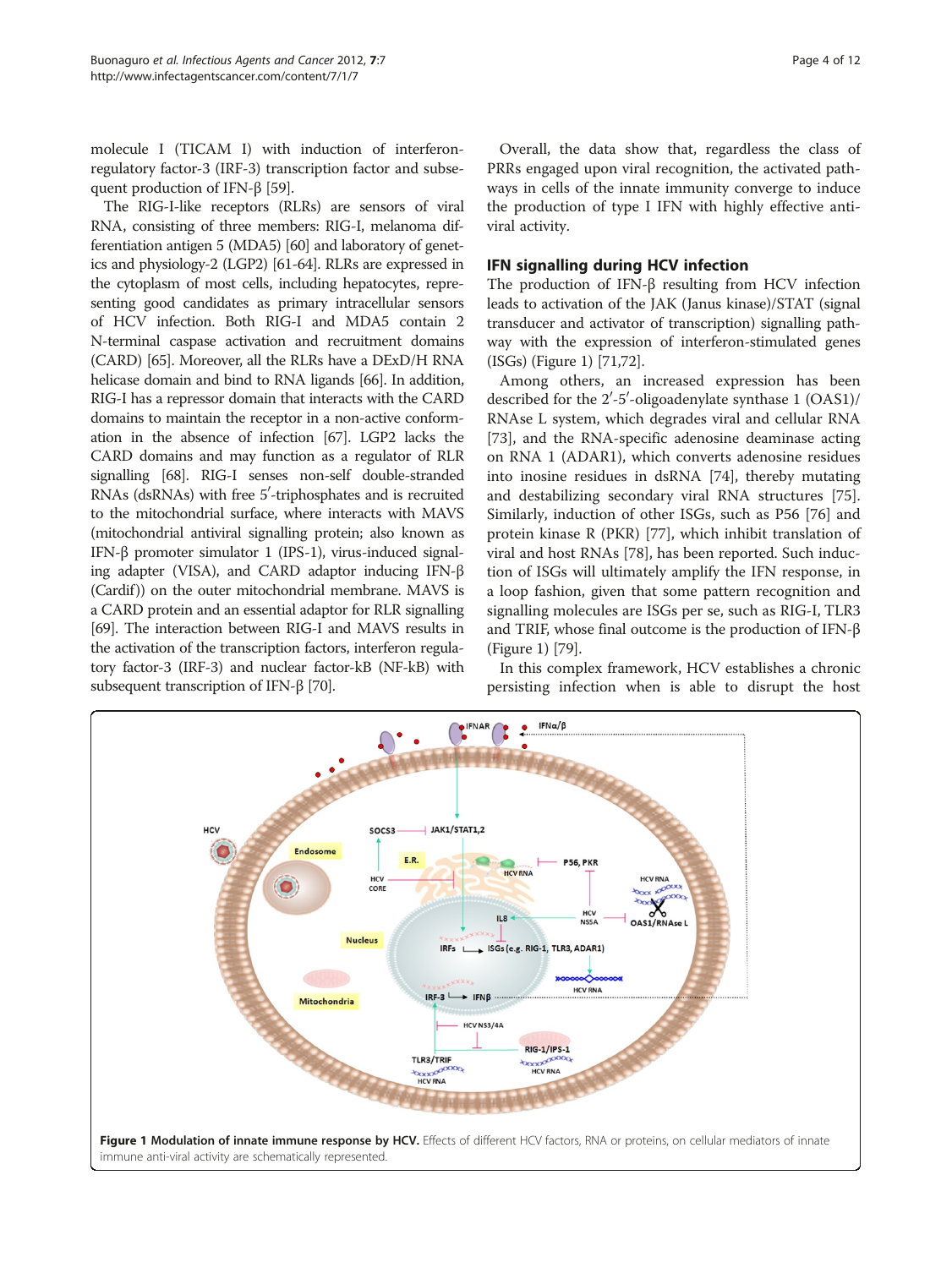molecule I (TICAM I) with induction of interferon-regulatory factor-3 (IRF-3) transcription factor and subsequent production of IFN-β [59].

The RIG-I-like receptors (RLRs) are sensors of viral RNA, consisting of three members: RIG-I, melanoma differentiation antigen 5 (MDA5) [60] and laboratory of genetics and physiology-2 (LGP2) [61-64]. RLRs are expressed in the cytoplasm of most cells, including hepatocytes, representing good candidates as primary intracellular sensors of HCV infection. Both RIG-I and MDA5 contain 2 N-terminal caspase activation and recruitment domains (CARD) [65]. Moreover, all the RLRs have a DExD/H RNA helicase domain and bind to RNA ligands [66]. In addition, RIG-I has a repressor domain that interacts with the CARD domains to maintain the receptor in a non-active conformation in the absence of infection [67]. LGP2 lacks the CARD domains and may function as a regulator of RLR signalling [68]. RIG-I senses non-self double-stranded RNAs (dsRNAs) with free 5′-triphosphates and is recruited to the mitochondrial surface, where interacts with MAVS (mitochondrial antiviral signalling protein; also known as IFN-β promoter simulator 1 (IPS-1), virus-induced signaling adapter (VISA), and CARD adaptor inducing IFN-β (Cardif)) on the outer mitochondrial membrane. MAVS is a CARD protein and an essential adaptor for RLR signalling [69]. The interaction between RIG-I and MAVS results in the activation of the transcription factors, interferon regulatory factor-3 (IRF-3) and nuclear factor-kB (NF-kB) with subsequent transcription of IFN-β [70].

Overall, the data show that, regardless the class of PRRs engaged upon viral recognition, the activated pathways in cells of the innate immunity converge to induce the production of type I IFN with highly effective antiviral activity.

## IFN signalling during HCV infection

The production of IFN-β resulting from HCV infection leads to activation of the JAK (Janus kinase)/STAT (signal transducer and activator of transcription) signalling pathway with the expression of interferon-stimulated genes (ISGs) (Figure 1) [71,72].

Among others, an increased expression has been described for the 2′-5′-oligoadenylate synthase 1 (OAS1)/RNAse L system, which degrades viral and cellular RNA [73], and the RNA-specific adenosine deaminase acting on RNA 1 (ADAR1), which converts adenosine residues into inosine residues in dsRNA [74], thereby mutating and destabilizing secondary viral RNA structures [75]. Similarly, induction of other ISGs, such as P56 [76] and protein kinase R (PKR) [77], which inhibit translation of viral and host RNAs [78], has been reported. Such induction of ISGs will ultimately amplify the IFN response, in a loop fashion, given that some pattern recognition and signalling molecules are ISGs per se, such as RIG-I, TLR3 and TRIF, whose final outcome is the production of IFN-β (Figure 1) [79].

In this complex framework, HCV establishes a chronic persisting infection when is able to disrupt the host

**Figure 1 Modulation of innate immune response by HCV.** Effects of different HCV factors, RNA or proteins, on cellular mediators of innate immune anti-viral activity are schematically represented.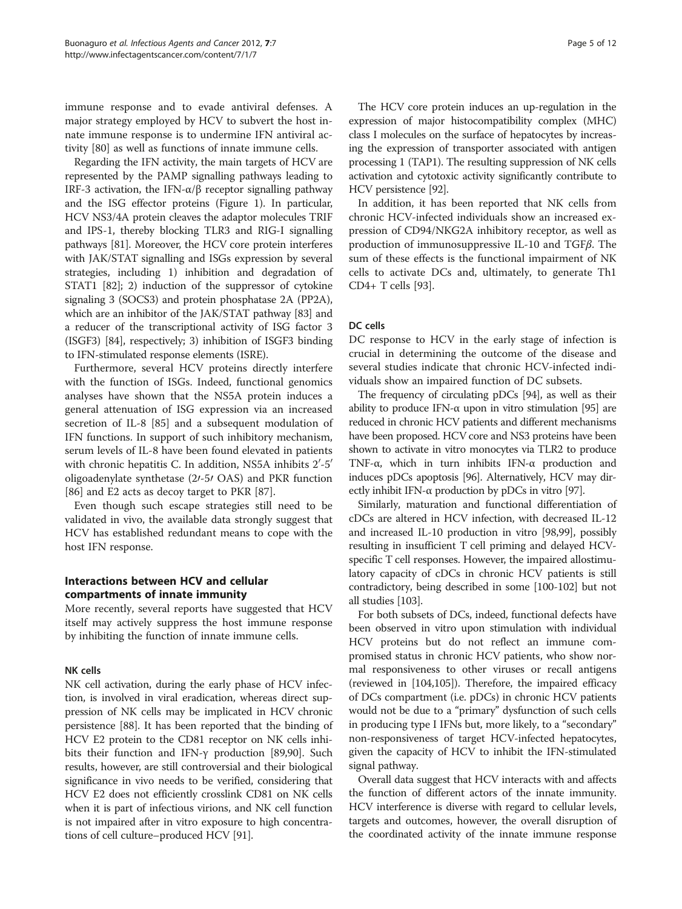immune response and to evade antiviral defenses. A major strategy employed by HCV to subvert the host innate immune response is to undermine IFN antiviral activity [80] as well as functions of innate immune cells.

Regarding the IFN activity, the main targets of HCV are represented by the PAMP signalling pathways leading to IRF-3 activation, the IFN-α/β receptor signalling pathway and the ISG effector proteins (Figure 1). In particular, HCV NS3/4A protein cleaves the adaptor molecules TRIF and IPS-1, thereby blocking TLR3 and RIG-I signalling pathways [81]. Moreover, the HCV core protein interferes with JAK/STAT signalling and ISGs expression by several strategies, including 1) inhibition and degradation of STAT1 [82]; 2) induction of the suppressor of cytokine signaling 3 (SOCS3) and protein phosphatase 2A (PP2A), which are an inhibitor of the JAK/STAT pathway [83] and a reducer of the transcriptional activity of ISG factor 3 (ISGF3) [84], respectively; 3) inhibition of ISGF3 binding to IFN-stimulated response elements (ISRE).

Furthermore, several HCV proteins directly interfere with the function of ISGs. Indeed, functional genomics analyses have shown that the NS5A protein induces a general attenuation of ISG expression via an increased secretion of IL-8 [85] and a subsequent modulation of IFN functions. In support of such inhibitory mechanism, serum levels of IL-8 have been found elevated in patients with chronic hepatitis C. In addition, NS5A inhibits 2′-5′ oligoadenylate synthetase (2′-5′ OAS) and PKR function [86] and E2 acts as decoy target to PKR [87].

Even though such escape strategies still need to be validated in vivo, the available data strongly suggest that HCV has established redundant means to cope with the host IFN response.

## Interactions between HCV and cellular compartments of innate immunity

More recently, several reports have suggested that HCV itself may actively suppress the host immune response by inhibiting the function of innate immune cells.

### NK cells

NK cell activation, during the early phase of HCV infection, is involved in viral eradication, whereas direct suppression of NK cells may be implicated in HCV chronic persistence [88]. It has been reported that the binding of HCV E2 protein to the CD81 receptor on NK cells inhibits their function and IFN-γ production [89,90]. Such results, however, are still controversial and their biological significance in vivo needs to be verified, considering that HCV E2 does not efficiently crosslink CD81 on NK cells when it is part of infectious virions, and NK cell function is not impaired after in vitro exposure to high concentrations of cell culture–produced HCV [91].

The HCV core protein induces an up-regulation in the expression of major histocompatibility complex (MHC) class I molecules on the surface of hepatocytes by increasing the expression of transporter associated with antigen processing 1 (TAP1). The resulting suppression of NK cells activation and cytotoxic activity significantly contribute to HCV persistence [92].

In addition, it has been reported that NK cells from chronic HCV-infected individuals show an increased expression of CD94/NKG2A inhibitory receptor, as well as production of immunosuppressive IL-10 and TGF*β*. The sum of these effects is the functional impairment of NK cells to activate DCs and, ultimately, to generate Th1 CD4+ T cells [93].

### DC cells

DC response to HCV in the early stage of infection is crucial in determining the outcome of the disease and several studies indicate that chronic HCV-infected individuals show an impaired function of DC subsets.

The frequency of circulating pDCs [94], as well as their ability to produce IFN-α upon in vitro stimulation [95] are reduced in chronic HCV patients and different mechanisms have been proposed. HCV core and NS3 proteins have been shown to activate in vitro monocytes via TLR2 to produce TNF-α, which in turn inhibits IFN-α production and induces pDCs apoptosis [96]. Alternatively, HCV may directly inhibit IFN-α production by pDCs in vitro [97].

Similarly, maturation and functional differentiation of cDCs are altered in HCV infection, with decreased IL-12 and increased IL-10 production in vitro [98,99], possibly resulting in insufficient T cell priming and delayed HCV-specific T cell responses. However, the impaired allostimulatory capacity of cDCs in chronic HCV patients is still contradictory, being described in some [100-102] but not all studies [103].

For both subsets of DCs, indeed, functional defects have been observed in vitro upon stimulation with individual HCV proteins but do not reflect an immune compromised status in chronic HCV patients, who show normal responsiveness to other viruses or recall antigens (reviewed in [104,105]). Therefore, the impaired efficacy of DCs compartment (i.e. pDCs) in chronic HCV patients would not be due to a "primary" dysfunction of such cells in producing type I IFNs but, more likely, to a "secondary" non-responsiveness of target HCV-infected hepatocytes, given the capacity of HCV to inhibit the IFN-stimulated signal pathway.

Overall data suggest that HCV interacts with and affects the function of different actors of the innate immunity. HCV interference is diverse with regard to cellular levels, targets and outcomes, however, the overall disruption of the coordinated activity of the innate immune response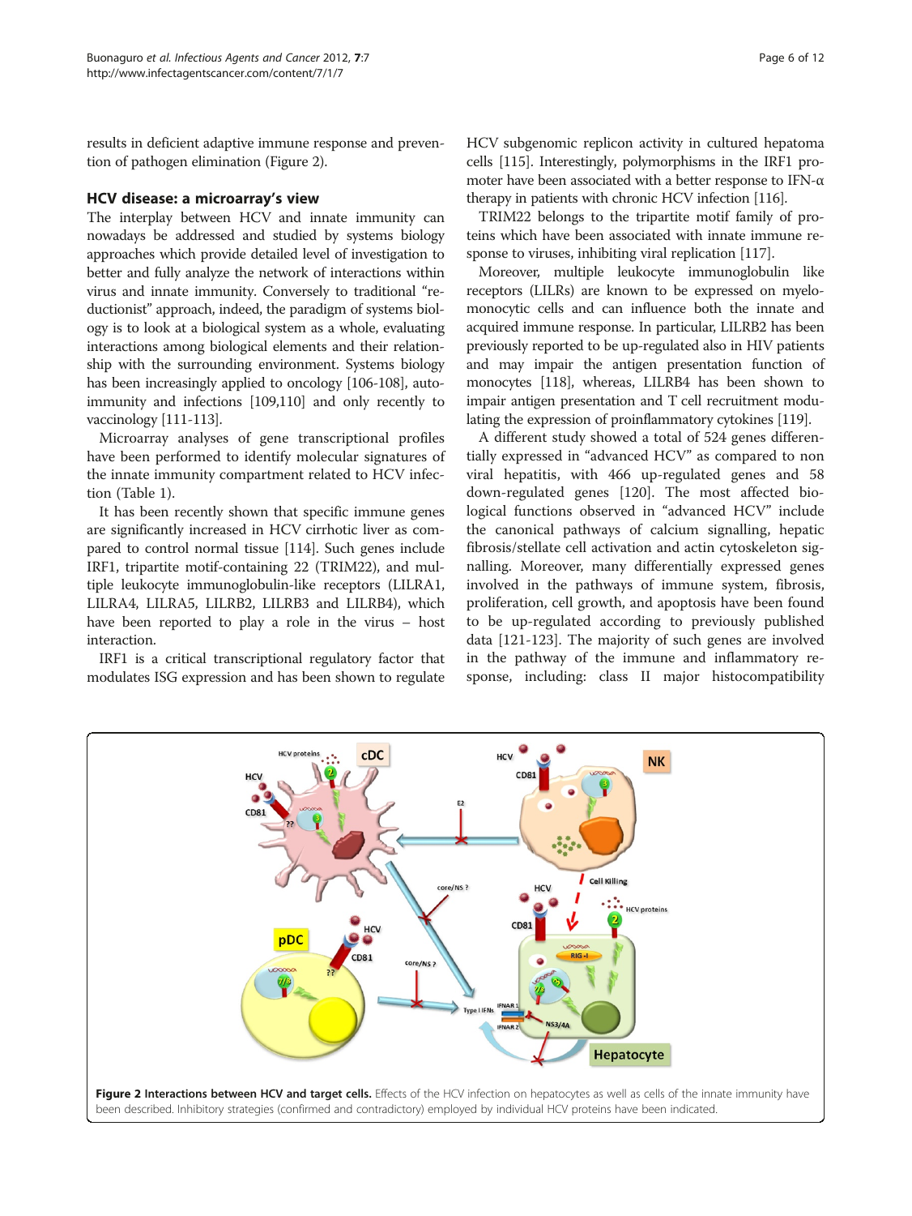results in deficient adaptive immune response and prevention of pathogen elimination (Figure 2).

## HCV disease: a microarray's view

The interplay between HCV and innate immunity can nowadays be addressed and studied by systems biology approaches which provide detailed level of investigation to better and fully analyze the network of interactions within virus and innate immunity. Conversely to traditional "reductionist" approach, indeed, the paradigm of systems biology is to look at a biological system as a whole, evaluating interactions among biological elements and their relationship with the surrounding environment. Systems biology has been increasingly applied to oncology [106-108], autoimmunity and infections [109,110] and only recently to vaccinology [111-113].

Microarray analyses of gene transcriptional profiles have been performed to identify molecular signatures of the innate immunity compartment related to HCV infection (Table 1).

It has been recently shown that specific immune genes are significantly increased in HCV cirrhotic liver as compared to control normal tissue [114]. Such genes include IRF1, tripartite motif-containing 22 (TRIM22), and multiple leukocyte immunoglobulin-like receptors (LILRA1, LILRA4, LILRA5, LILRB2, LILRB3 and LILRB4), which have been reported to play a role in the virus – host interaction.

IRF1 is a critical transcriptional regulatory factor that modulates ISG expression and has been shown to regulate HCV subgenomic replicon activity in cultured hepatoma cells [115]. Interestingly, polymorphisms in the IRF1 promoter have been associated with a better response to IFN-α therapy in patients with chronic HCV infection [116].

TRIM22 belongs to the tripartite motif family of proteins which have been associated with innate immune response to viruses, inhibiting viral replication [117].

Moreover, multiple leukocyte immunoglobulin like receptors (LILRs) are known to be expressed on myelomonocytic cells and can influence both the innate and acquired immune response. In particular, LILRB2 has been previously reported to be up-regulated also in HIV patients and may impair the antigen presentation function of monocytes [118], whereas, LILRB4 has been shown to impair antigen presentation and T cell recruitment modulating the expression of proinflammatory cytokines [119].

A different study showed a total of 524 genes differentially expressed in "advanced HCV" as compared to non viral hepatitis, with 466 up-regulated genes and 58 down-regulated genes [120]. The most affected biological functions observed in "advanced HCV" include the canonical pathways of calcium signalling, hepatic fibrosis/stellate cell activation and actin cytoskeleton signalling. Moreover, many differentially expressed genes involved in the pathways of immune system, fibrosis, proliferation, cell growth, and apoptosis have been found to be up-regulated according to previously published data [121-123]. The majority of such genes are involved in the pathway of the immune and inflammatory response, including: class II major histocompatibility

**Figure 2 Interactions between HCV and target cells.** Effects of the HCV infection on hepatocytes as well as cells of the innate immunity have been described. Inhibitory strategies (confirmed and contradictory) employed by individual HCV proteins have been indicated.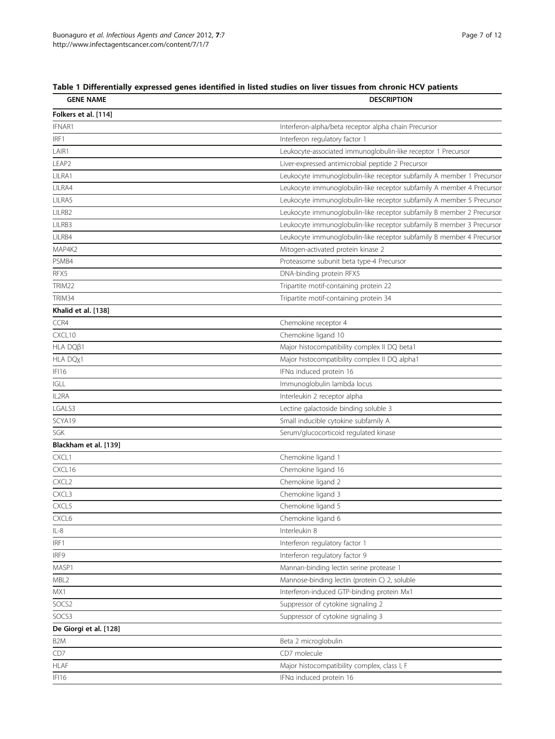**Table 1 Differentially expressed genes identified in listed studies on liver tissues from chronic HCV patients**

| GENE NAME | DESCRIPTION |
|---|---|
| **Folkers et al. [114]** | |
| IFNAR1 | Interferon-alpha/beta receptor alpha chain Precursor |
| IRF1 | Interferon regulatory factor 1 |
| LAIR1 | Leukocyte-associated immunoglobulin-like receptor 1 Precursor |
| LEAP2 | Liver-expressed antimicrobial peptide 2 Precursor |
| LILRA1 | Leukocyte immunoglobulin-like receptor subfamily A member 1 Precursor |
| LILRA4 | Leukocyte immunoglobulin-like receptor subfamily A member 4 Precursor |
| LILRA5 | Leukocyte immunoglobulin-like receptor subfamily A member 5 Precursor |
| LILRB2 | Leukocyte immunoglobulin-like receptor subfamily B member 2 Precursor |
| LILRB3 | Leukocyte immunoglobulin-like receptor subfamily B member 3 Precursor |
| LILRB4 | Leukocyte immunoglobulin-like receptor subfamily B member 4 Precursor |
| MAP4K2 | Mitogen-activated protein kinase 2 |
| PSMB4 | Proteasome subunit beta type-4 Precursor |
| RFX5 | DNA-binding protein RFX5 |
| TRIM22 | Tripartite motif-containing protein 22 |
| TRIM34 | Tripartite motif-containing protein 34 |
| **Khalid et al. [138]** | |
| CCR4 | Chemokine receptor 4 |
| CXCL10 | Chemokine ligand 10 |
| HLA DQβ1 | Major histocompatibility complex II DQ beta1 |
| HLA DQχ1 | Major histocompatibility complex II DQ alpha1 |
| IFI16 | IFNα induced protein 16 |
| IGLL | Immunoglobulin lambda locus |
| IL2RA | Interleukin 2 receptor alpha |
| LGALS3 | Lectine galactoside binding soluble 3 |
| SCYA19 | Small inducible cytokine subfamily A |
| SGK | Serum/glucocorticoid regulated kinase |
| **Blackham et al. [139]** | |
| CXCL1 | Chemokine ligand 1 |
| CXCL16 | Chemokine ligand 16 |
| CXCL2 | Chemokine ligand 2 |
| CXCL3 | Chemokine ligand 3 |
| CXCL5 | Chemokine ligand 5 |
| CXCL6 | Chemokine ligand 6 |
| IL-8 | Interleukin 8 |
| IRF1 | Interferon regulatory factor 1 |
| IRF9 | Interferon regulatory factor 9 |
| MASP1 | Mannan-binding lectin serine protease 1 |
| MBL2 | Mannose-binding lectin (protein C) 2, soluble |
| MX1 | Interferon-induced GTP-binding protein Mx1 |
| SOCS2 | Suppressor of cytokine signaling 2 |
| SOCS3 | Suppressor of cytokine signaling 3 |
| **De Giorgi et al. [128]** | |
| B2M | Beta 2 microglobulin |
| CD7 | CD7 molecule |
| HLAF | Major histocompatibility complex, class I, F |
| IFI16 | IFNα induced protein 16 |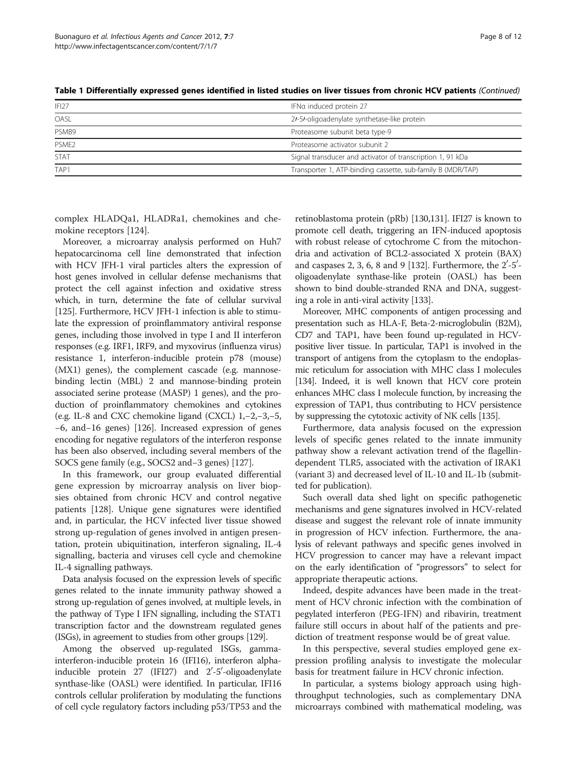**Table 1 Differentially expressed genes identified in listed studies on liver tissues from chronic HCV patients** *(Continued)*

| | |
|---|---|
| IFI27 | IFNα induced protein 27 |
| OASL | 2′-5′-oligoadenylate synthetase-like protein |
| PSMB9 | Proteasome subunit beta type-9 |
| PSME2 | Proteasome activator subunit 2 |
| STAT | Signal transducer and activator of transcription 1, 91 kDa |
| TAP1 | Transporter 1, ATP-binding cassette, sub-family B (MDR/TAP) |

complex HLADQa1, HLADRa1, chemokines and chemokine receptors [124].

Moreover, a microarray analysis performed on Huh7 hepatocarcinoma cell line demonstrated that infection with HCV JFH-1 viral particles alters the expression of host genes involved in cellular defense mechanisms that protect the cell against infection and oxidative stress which, in turn, determine the fate of cellular survival [125]. Furthermore, HCV JFH-1 infection is able to stimulate the expression of proinflammatory antiviral response genes, including those involved in type I and II interferon responses (e.g. IRF1, IRF9, and myxovirus (influenza virus) resistance 1, interferon-inducible protein p78 (mouse) (MX1) genes), the complement cascade (e.g. mannose-binding lectin (MBL) 2 and mannose-binding protein associated serine protease (MASP) 1 genes), and the production of proinflammatory chemokines and cytokines (e.g. IL-8 and CXC chemokine ligand (CXCL) 1,−2,−3,−5, −6, and−16 genes) [126]. Increased expression of genes encoding for negative regulators of the interferon response has been also observed, including several members of the SOCS gene family (e.g., SOCS2 and−3 genes) [127].

In this framework, our group evaluated differential gene expression by microarray analysis on liver biopsies obtained from chronic HCV and control negative patients [128]. Unique gene signatures were identified and, in particular, the HCV infected liver tissue showed strong up-regulation of genes involved in antigen presentation, protein ubiquitination, interferon signaling, IL-4 signalling, bacteria and viruses cell cycle and chemokine IL-4 signalling pathways.

Data analysis focused on the expression levels of specific genes related to the innate immunity pathway showed a strong up-regulation of genes involved, at multiple levels, in the pathway of Type I IFN signalling, including the STAT1 transcription factor and the downstream regulated genes (ISGs), in agreement to studies from other groups [129].

Among the observed up-regulated ISGs, gamma-interferon-inducible protein 16 (IFI16), interferon alpha-inducible protein 27 (IFI27) and 2′-5′-oligoadenylate synthase-like (OASL) were identified. In particular, IFI16 controls cellular proliferation by modulating the functions of cell cycle regulatory factors including p53/TP53 and the retinoblastoma protein (pRb) [130,131]. IFI27 is known to promote cell death, triggering an IFN-induced apoptosis with robust release of cytochrome C from the mitochondria and activation of BCL2-associated X protein (BAX) and caspases 2, 3, 6, 8 and 9 [132]. Furthermore, the 2′-5′-oligoadenylate synthase-like protein (OASL) has been shown to bind double-stranded RNA and DNA, suggesting a role in anti-viral activity [133].

Moreover, MHC components of antigen processing and presentation such as HLA-F, Beta-2-microglobulin (B2M), CD7 and TAP1, have been found up-regulated in HCV-positive liver tissue. In particular, TAP1 is involved in the transport of antigens from the cytoplasm to the endoplasmic reticulum for association with MHC class I molecules [134]. Indeed, it is well known that HCV core protein enhances MHC class I molecule function, by increasing the expression of TAP1, thus contributing to HCV persistence by suppressing the cytotoxic activity of NK cells [135].

Furthermore, data analysis focused on the expression levels of specific genes related to the innate immunity pathway show a relevant activation trend of the flagellin-dependent TLR5, associated with the activation of IRAK1 (variant 3) and decreased level of IL-10 and IL-1b (submitted for publication).

Such overall data shed light on specific pathogenetic mechanisms and gene signatures involved in HCV-related disease and suggest the relevant role of innate immunity in progression of HCV infection. Furthermore, the analysis of relevant pathways and specific genes involved in HCV progression to cancer may have a relevant impact on the early identification of "progressors" to select for appropriate therapeutic actions.

Indeed, despite advances have been made in the treatment of HCV chronic infection with the combination of pegylated interferon (PEG-IFN) and ribavirin, treatment failure still occurs in about half of the patients and prediction of treatment response would be of great value.

In this perspective, several studies employed gene expression profiling analysis to investigate the molecular basis for treatment failure in HCV chronic infection.

In particular, a systems biology approach using high-throughput technologies, such as complementary DNA microarrays combined with mathematical modeling, was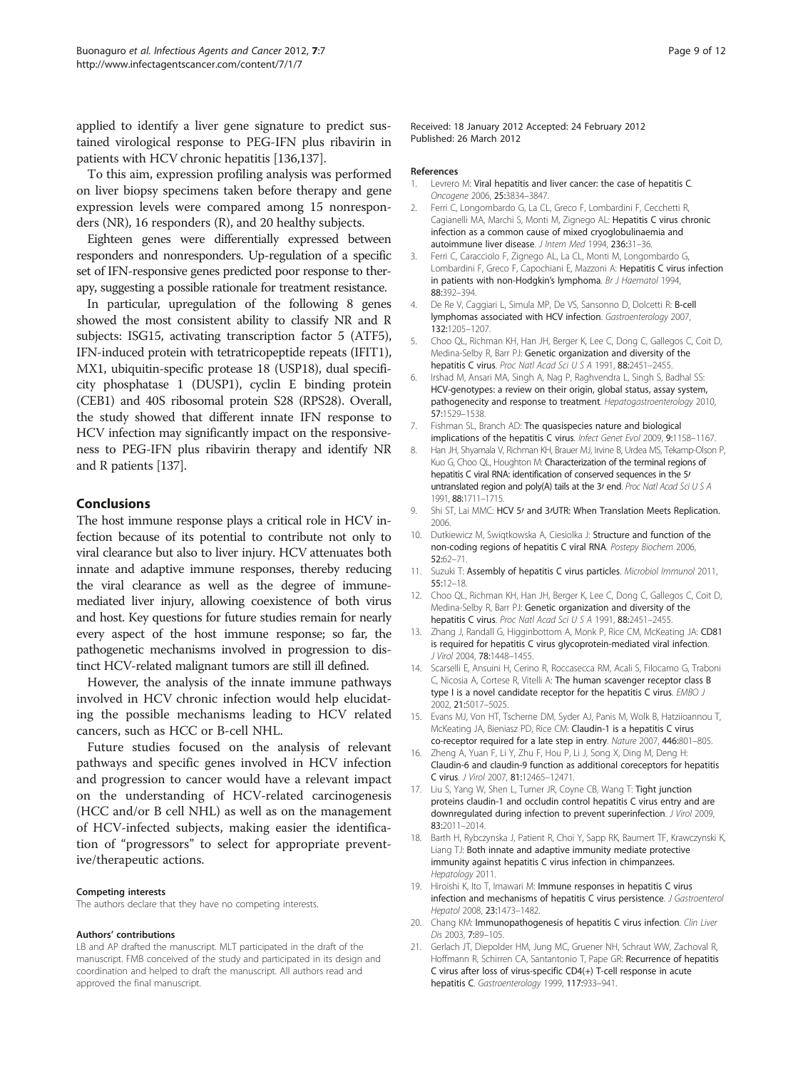applied to identify a liver gene signature to predict sustained virological response to PEG-IFN plus ribavirin in patients with HCV chronic hepatitis [136,137].

To this aim, expression profiling analysis was performed on liver biopsy specimens taken before therapy and gene expression levels were compared among 15 nonresponders (NR), 16 responders (R), and 20 healthy subjects.

Eighteen genes were differentially expressed between responders and nonresponders. Up-regulation of a specific set of IFN-responsive genes predicted poor response to therapy, suggesting a possible rationale for treatment resistance.

In particular, upregulation of the following 8 genes showed the most consistent ability to classify NR and R subjects: ISG15, activating transcription factor 5 (ATF5), IFN-induced protein with tetratricopeptide repeats (IFIT1), MX1, ubiquitin-specific protease 18 (USP18), dual specificity phosphatase 1 (DUSP1), cyclin E binding protein (CEB1) and 40S ribosomal protein S28 (RPS28). Overall, the study showed that different innate IFN response to HCV infection may significantly impact on the responsiveness to PEG-IFN plus ribavirin therapy and identify NR and R patients [137].

## Conclusions

The host immune response plays a critical role in HCV infection because of its potential to contribute not only to viral clearance but also to liver injury. HCV attenuates both innate and adaptive immune responses, thereby reducing the viral clearance as well as the degree of immune-mediated liver injury, allowing coexistence of both virus and host. Key questions for future studies remain for nearly every aspect of the host immune response; so far, the pathogenetic mechanisms involved in progression to distinct HCV-related malignant tumors are still ill defined.

However, the analysis of the innate immune pathways involved in HCV chronic infection would help elucidating the possible mechanisms leading to HCV related cancers, such as HCC or B-cell NHL.

Future studies focused on the analysis of relevant pathways and specific genes involved in HCV infection and progression to cancer would have a relevant impact on the understanding of HCV-related carcinogenesis (HCC and/or B cell NHL) as well as on the management of HCV-infected subjects, making easier the identification of "progressors" to select for appropriate preventive/therapeutic actions.

#### Competing interests

The authors declare that they have no competing interests.

#### Authors' contributions

LB and AP drafted the manuscript. MLT participated in the draft of the manuscript. FMB conceived of the study and participated in its design and coordination and helped to draft the manuscript. All authors read and approved the final manuscript.

Received: 18 January 2012 Accepted: 24 February 2012
Published: 26 March 2012

#### References

1. Levrero M: **Viral hepatitis and liver cancer: the case of hepatitis C.** *Oncogene* 2006, **25**:3834–3847.
2. Ferri C, Longombardo G, La CL, Greco F, Lombardini F, Cecchetti R, Cagianelli MA, Marchi S, Monti M, Zignego AL: **Hepatitis C virus chronic infection as a common cause of mixed cryoglobulinaemia and autoimmune liver disease.** *J Intern Med* 1994, **236**:31–36.
3. Ferri C, Caracciolo F, Zignego AL, La CL, Monti M, Longombardo G, Lombardini F, Greco F, Capochiani E, Mazzoni A: **Hepatitis C virus infection in patients with non-Hodgkin's lymphoma.** *Br J Haematol* 1994, **88**:392–394.
4. De Re V, Caggiari L, Simula MP, De VS, Sansonno D, Dolcetti R: **B-cell lymphomas associated with HCV infection.** *Gastroenterology* 2007, **132**:1205–1207.
5. Choo QL, Richman KH, Han JH, Berger K, Lee C, Dong C, Gallegos C, Coit D, Medina-Selby R, Barr PJ: **Genetic organization and diversity of the hepatitis C virus.** *Proc Natl Acad Sci U S A* 1991, **88**:2451–2455.
6. Irshad M, Ansari MA, Singh A, Nag P, Raghvendra L, Singh S, Badhal SS: **HCV-genotypes: a review on their origin, global status, assay system, pathogenecity and response to treatment.** *Hepatogastroenterology* 2010, **57**:1529–1538.
7. Fishman SL, Branch AD: **The quasispecies nature and biological implications of the hepatitis C virus.** *Infect Genet Evol* 2009, **9**:1158–1167.
8. Han JH, Shyamala V, Richman KH, Brauer MJ, Irvine B, Urdea MS, Tekamp-Olson P, Kuo G, Choo QL, Houghton M: **Characterization of the terminal regions of hepatitis C viral RNA: identification of conserved sequences in the 5′ untranslated region and poly(A) tails at the 3′ end.** *Proc Natl Acad Sci U S A* 1991, **88**:1711–1715.
9. Shi ST, Lai MMC: **HCV 5′ and 3′UTR: When Translation Meets Replication.** 2006.
10. Dutkiewicz M, Swiątkowska A, Ciesiolka J: **Structure and function of the non-coding regions of hepatitis C viral RNA.** *Postepy Biochem* 2006, **52**:62–71.
11. Suzuki T: **Assembly of hepatitis C virus particles.** *Microbiol Immunol* 2011, **55**:12–18.
12. Choo QL, Richman KH, Han JH, Berger K, Lee C, Dong C, Gallegos C, Coit D, Medina-Selby R, Barr PJ: **Genetic organization and diversity of the hepatitis C virus.** *Proc Natl Acad Sci U S A* 1991, **88**:2451–2455.
13. Zhang J, Randall G, Higginbottom A, Monk P, Rice CM, McKeating JA: **CD81 is required for hepatitis C virus glycoprotein-mediated viral infection.** *J Virol* 2004, **78**:1448–1455.
14. Scarselli E, Ansuini H, Cerino R, Roccasecca RM, Acali S, Filocamo G, Traboni C, Nicosia A, Cortese R, Vitelli A: **The human scavenger receptor class B type I is a novel candidate receptor for the hepatitis C virus.** *EMBO J* 2002, **21**:5017–5025.
15. Evans MJ, Von HT, Tscherne DM, Syder AJ, Panis M, Wolk B, Hatziioannou T, McKeating JA, Bieniasz PD, Rice CM: **Claudin-1 is a hepatitis C virus co-receptor required for a late step in entry.** *Nature* 2007, **446**:801–805.
16. Zheng A, Yuan F, Li Y, Zhu F, Hou P, Li J, Song X, Ding M, Deng H: **Claudin-6 and claudin-9 function as additional coreceptors for hepatitis C virus.** *J Virol* 2007, **81**:12465–12471.
17. Liu S, Yang W, Shen L, Turner JR, Coyne CB, Wang T: **Tight junction proteins claudin-1 and occludin control hepatitis C virus entry and are downregulated during infection to prevent superinfection.** *J Virol* 2009, **83**:2011–2014.
18. Barth H, Rybczynska J, Patient R, Choi Y, Sapp RK, Baumert TF, Krawczynski K, Liang TJ: **Both innate and adaptive immunity mediate protective immunity against hepatitis C virus infection in chimpanzees.** *Hepatology* 2011.
19. Hiroishi K, Ito T, Imawari M: **Immune responses in hepatitis C virus infection and mechanisms of hepatitis C virus persistence.** *J Gastroenterol Hepatol* 2008, **23**:1473–1482.
20. Chang KM: **Immunopathogenesis of hepatitis C virus infection.** *Clin Liver Dis* 2003, **7**:89–105.
21. Gerlach JT, Diepolder HM, Jung MC, Gruener NH, Schraut WW, Zachoval R, Hoffmann R, Schirren CA, Santantonio T, Pape GR: **Recurrence of hepatitis C virus after loss of virus-specific CD4(+) T-cell response in acute hepatitis C.** *Gastroenterology* 1999, **117**:933–941.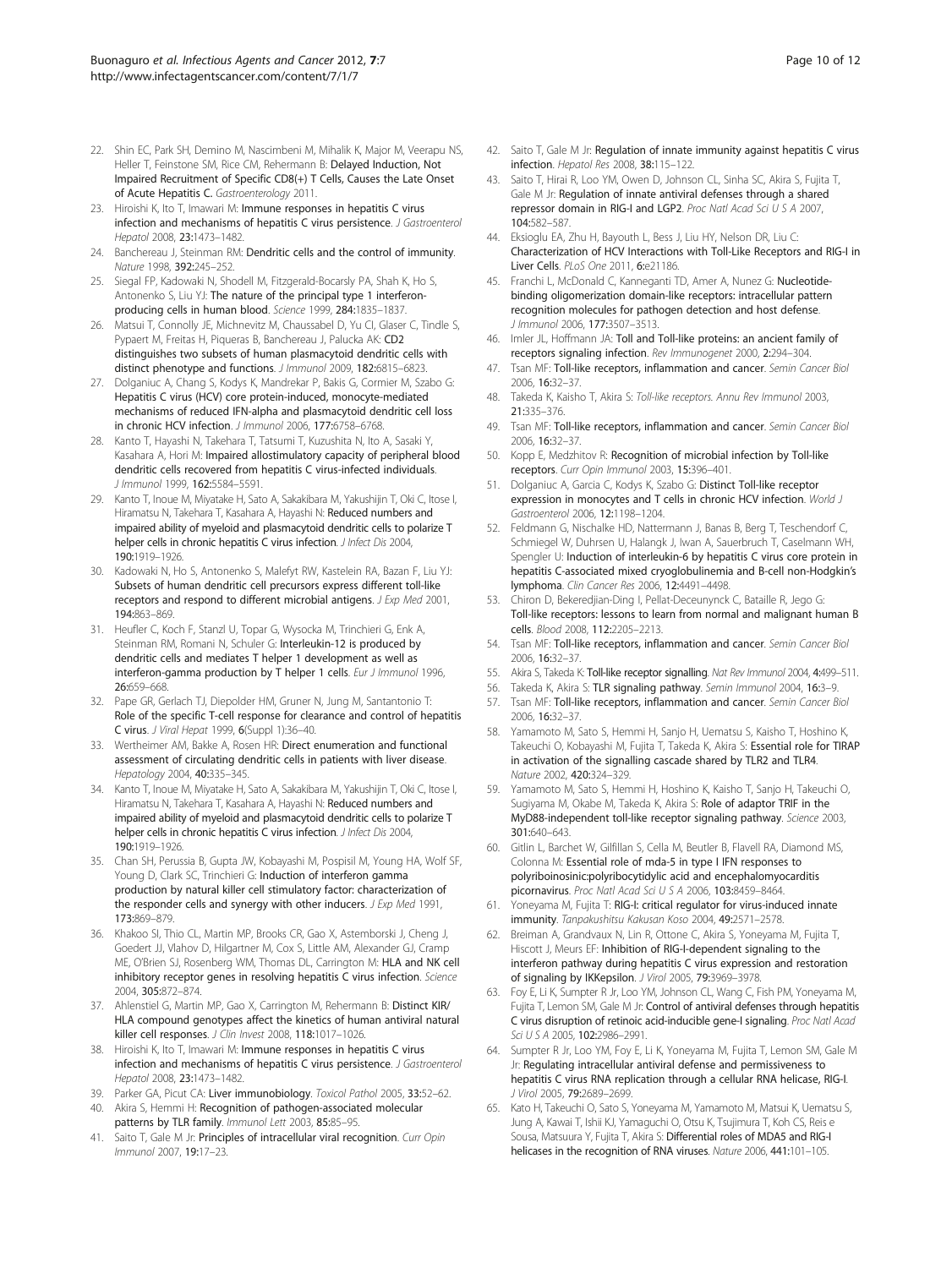22. Shin EC, Park SH, Demino M, Nascimbeni M, Mihalik K, Major M, Veerapu NS, Heller T, Feinstone SM, Rice CM, Rehermann B: **Delayed Induction, Not Impaired Recruitment of Specific CD8(+) T Cells, Causes the Late Onset of Acute Hepatitis C.** *Gastroenterology* 2011.
23. Hiroishi K, Ito T, Imawari M: **Immune responses in hepatitis C virus infection and mechanisms of hepatitis C virus persistence.** *J Gastroenterol Hepatol* 2008, **23**:1473–1482.
24. Banchereau J, Steinman RM: **Dendritic cells and the control of immunity.** *Nature* 1998, **392**:245–252.
25. Siegal FP, Kadowaki N, Shodell M, Fitzgerald-Bocarsly PA, Shah K, Ho S, Antonenko S, Liu YJ: **The nature of the principal type 1 interferon-producing cells in human blood.** *Science* 1999, **284**:1835–1837.
26. Matsui T, Connolly JE, Michnevitz M, Chaussabel D, Yu CI, Glaser C, Tindle S, Pypaert M, Freitas H, Piqueras B, Banchereau J, Palucka AK: **CD2 distinguishes two subsets of human plasmacytoid dendritic cells with distinct phenotype and functions.** *J Immunol* 2009, **182**:6815–6823.
27. Dolganiuc A, Chang S, Kodys K, Mandrekar P, Bakis G, Cormier M, Szabo G: **Hepatitis C virus (HCV) core protein-induced, monocyte-mediated mechanisms of reduced IFN-alpha and plasmacytoid dendritic cell loss in chronic HCV infection.** *J Immunol* 2006, **177**:6758–6768.
28. Kanto T, Hayashi N, Takehara T, Tatsumi T, Kuzushita N, Ito A, Sasaki Y, Kasahara A, Hori M: **Impaired allostimulatory capacity of peripheral blood dendritic cells recovered from hepatitis C virus-infected individuals.** *J Immunol* 1999, **162**:5584–5591.
29. Kanto T, Inoue M, Miyatake H, Sato A, Sakakibara M, Yakushijin T, Oki C, Itose I, Hiramatsu N, Takehara T, Kasahara A, Hayashi N: **Reduced numbers and impaired ability of myeloid and plasmacytoid dendritic cells to polarize T helper cells in chronic hepatitis C virus infection.** *J Infect Dis* 2004, **190**:1919–1926.
30. Kadowaki N, Ho S, Antonenko S, Malefyt RW, Kastelein RA, Bazan F, Liu YJ: **Subsets of human dendritic cell precursors express different toll-like receptors and respond to different microbial antigens.** *J Exp Med* 2001, **194**:863–869.
31. Heufler C, Koch F, Stanzl U, Topar G, Wysocka M, Trinchieri G, Enk A, Steinman RM, Romani N, Schuler G: **Interleukin-12 is produced by dendritic cells and mediates T helper 1 development as well as interferon-gamma production by T helper 1 cells.** *Eur J Immunol* 1996, **26**:659–668.
32. Pape GR, Gerlach TJ, Diepolder HM, Gruner N, Jung M, Santantonio T: **Role of the specific T-cell response for clearance and control of hepatitis C virus.** *J Viral Hepat* 1999, **6**(Suppl 1):36–40.
33. Wertheimer AM, Bakke A, Rosen HR: **Direct enumeration and functional assessment of circulating dendritic cells in patients with liver disease.** *Hepatology* 2004, **40**:335–345.
34. Kanto T, Inoue M, Miyatake H, Sato A, Sakakibara M, Yakushijin T, Oki C, Itose I, Hiramatsu N, Takehara T, Kasahara A, Hayashi N: **Reduced numbers and impaired ability of myeloid and plasmacytoid dendritic cells to polarize T helper cells in chronic hepatitis C virus infection.** *J Infect Dis* 2004, **190**:1919–1926.
35. Chan SH, Perussia B, Gupta JW, Kobayashi M, Pospisil M, Young HA, Wolf SF, Young D, Clark SC, Trinchieri G: **Induction of interferon gamma production by natural killer cell stimulatory factor: characterization of the responder cells and synergy with other inducers.** *J Exp Med* 1991, **173**:869–879.
36. Khakoo SI, Thio CL, Martin MP, Brooks CR, Gao X, Astemborski J, Cheng J, Goedert JJ, Vlahov D, Hilgartner M, Cox S, Little AM, Alexander GJ, Cramp ME, O'Brien SJ, Rosenberg WM, Thomas DL, Carrington M: **HLA and NK cell inhibitory receptor genes in resolving hepatitis C virus infection.** *Science* 2004, **305**:872–874.
37. Ahlenstiel G, Martin MP, Gao X, Carrington M, Rehermann B: **Distinct KIR/HLA compound genotypes affect the kinetics of human antiviral natural killer cell responses.** *J Clin Invest* 2008, **118**:1017–1026.
38. Hiroishi K, Ito T, Imawari M: **Immune responses in hepatitis C virus infection and mechanisms of hepatitis C virus persistence.** *J Gastroenterol Hepatol* 2008, **23**:1473–1482.
39. Parker GA, Picut CA: **Liver immunobiology.** *Toxicol Pathol* 2005, **33**:52–62.
40. Akira S, Hemmi H: **Recognition of pathogen-associated molecular patterns by TLR family.** *Immunol Lett* 2003, **85**:85–95.
41. Saito T, Gale M Jr: **Principles of intracellular viral recognition.** *Curr Opin Immunol* 2007, **19**:17–23.
42. Saito T, Gale M Jr: **Regulation of innate immunity against hepatitis C virus infection.** *Hepatol Res* 2008, **38**:115–122.
43. Saito T, Hirai R, Loo YM, Owen D, Johnson CL, Sinha SC, Akira S, Fujita T, Gale M Jr: **Regulation of innate antiviral defenses through a shared repressor domain in RIG-I and LGP2.** *Proc Natl Acad Sci U S A* 2007, **104**:582–587.
44. Eksioglu EA, Zhu H, Bayouth L, Bess J, Liu HY, Nelson DR, Liu C: **Characterization of HCV Interactions with Toll-Like Receptors and RIG-I in Liver Cells.** *PLoS One* 2011, **6**:e21186.
45. Franchi L, McDonald C, Kanneganti TD, Amer A, Nunez G: **Nucleotide-binding oligomerization domain-like receptors: intracellular pattern recognition molecules for pathogen detection and host defense.** *J Immunol* 2006, **177**:3507–3513.
46. Imler JL, Hoffmann JA: **Toll and Toll-like proteins: an ancient family of receptors signaling infection.** *Rev Immunogenet* 2000, **2**:294–304.
47. Tsan MF: **Toll-like receptors, inflammation and cancer.** *Semin Cancer Biol* 2006, **16**:32–37.
48. Takeda K, Kaisho T, Akira S: *Toll-like receptors. Annu Rev Immunol* 2003, **21**:335–376.
49. Tsan MF: **Toll-like receptors, inflammation and cancer.** *Semin Cancer Biol* 2006, **16**:32–37.
50. Kopp E, Medzhitov R: **Recognition of microbial infection by Toll-like receptors.** *Curr Opin Immunol* 2003, **15**:396–401.
51. Dolganiuc A, Garcia C, Kodys K, Szabo G: **Distinct Toll-like receptor expression in monocytes and T cells in chronic HCV infection.** *World J Gastroenterol* 2006, **12**:1198–1204.
52. Feldmann G, Nischalke HD, Nattermann J, Banas B, Berg T, Teschendorf C, Schmiegel W, Duhrsen U, Halangk J, Iwan A, Sauerbruch T, Caselmann WH, Spengler U: **Induction of interleukin-6 by hepatitis C virus core protein in hepatitis C-associated mixed cryoglobulinemia and B-cell non-Hodgkin's lymphoma.** *Clin Cancer Res* 2006, **12**:4491–4498.
53. Chiron D, Bekeredjian-Ding I, Pellat-Deceunynck C, Bataille R, Jego G: **Toll-like receptors: lessons to learn from normal and malignant human B cells.** *Blood* 2008, **112**:2205–2213.
54. Tsan MF: **Toll-like receptors, inflammation and cancer.** *Semin Cancer Biol* 2006, **16**:32–37.
55. Akira S, Takeda K: **Toll-like receptor signalling.** *Nat Rev Immunol* 2004, **4**:499–511.
56. Takeda K, Akira S: **TLR signaling pathway.** *Semin Immunol* 2004, **16**:3–9.
57. Tsan MF: **Toll-like receptors, inflammation and cancer.** *Semin Cancer Biol* 2006, **16**:32–37.
58. Yamamoto M, Sato S, Hemmi H, Sanjo H, Uematsu S, Kaisho T, Hoshino K, Takeuchi O, Kobayashi M, Fujita T, Takeda K, Akira S: **Essential role for TIRAP in activation of the signalling cascade shared by TLR2 and TLR4.** *Nature* 2002, **420**:324–329.
59. Yamamoto M, Sato S, Hemmi H, Hoshino K, Kaisho T, Sanjo H, Takeuchi O, Sugiyama M, Okabe M, Takeda K, Akira S: **Role of adaptor TRIF in the MyD88-independent toll-like receptor signaling pathway.** *Science* 2003, **301**:640–643.
60. Gitlin L, Barchet W, Gilfillan S, Cella M, Beutler B, Flavell RA, Diamond MS, Colonna M: **Essential role of mda-5 in type I IFN responses to polyriboinosinic:polyribocytidylic acid and encephalomyocarditis picornavirus.** *Proc Natl Acad Sci U S A* 2006, **103**:8459–8464.
61. Yoneyama M, Fujita T: **RIG-I: critical regulator for virus-induced innate immunity.** *Tanpakushitsu Kakusan Koso* 2004, **49**:2571–2578.
62. Breiman A, Grandvaux N, Lin R, Ottone C, Akira S, Yoneyama M, Fujita T, Hiscott J, Meurs EF: **Inhibition of RIG-I-dependent signaling to the interferon pathway during hepatitis C virus expression and restoration of signaling by IKKepsilon.** *J Virol* 2005, **79**:3969–3978.
63. Foy E, Li K, Sumpter R Jr, Loo YM, Johnson CL, Wang C, Fish PM, Yoneyama M, Fujita T, Lemon SM, Gale M Jr: **Control of antiviral defenses through hepatitis C virus disruption of retinoic acid-inducible gene-I signaling.** *Proc Natl Acad Sci U S A* 2005, **102**:2986–2991.
64. Sumpter R Jr, Loo YM, Foy E, Li K, Yoneyama M, Fujita T, Lemon SM, Gale M Jr: **Regulating intracellular antiviral defense and permissiveness to hepatitis C virus RNA replication through a cellular RNA helicase, RIG-I.** *J Virol* 2005, **79**:2689–2699.
65. Kato H, Takeuchi O, Sato S, Yoneyama M, Yamamoto M, Matsui K, Uematsu S, Jung A, Kawai T, Ishii KJ, Yamaguchi O, Otsu K, Tsujimura T, Koh CS, Reis e Sousa, Matsuura Y, Fujita T, Akira S: **Differential roles of MDA5 and RIG-I helicases in the recognition of RNA viruses.** *Nature* 2006, **441**:101–105.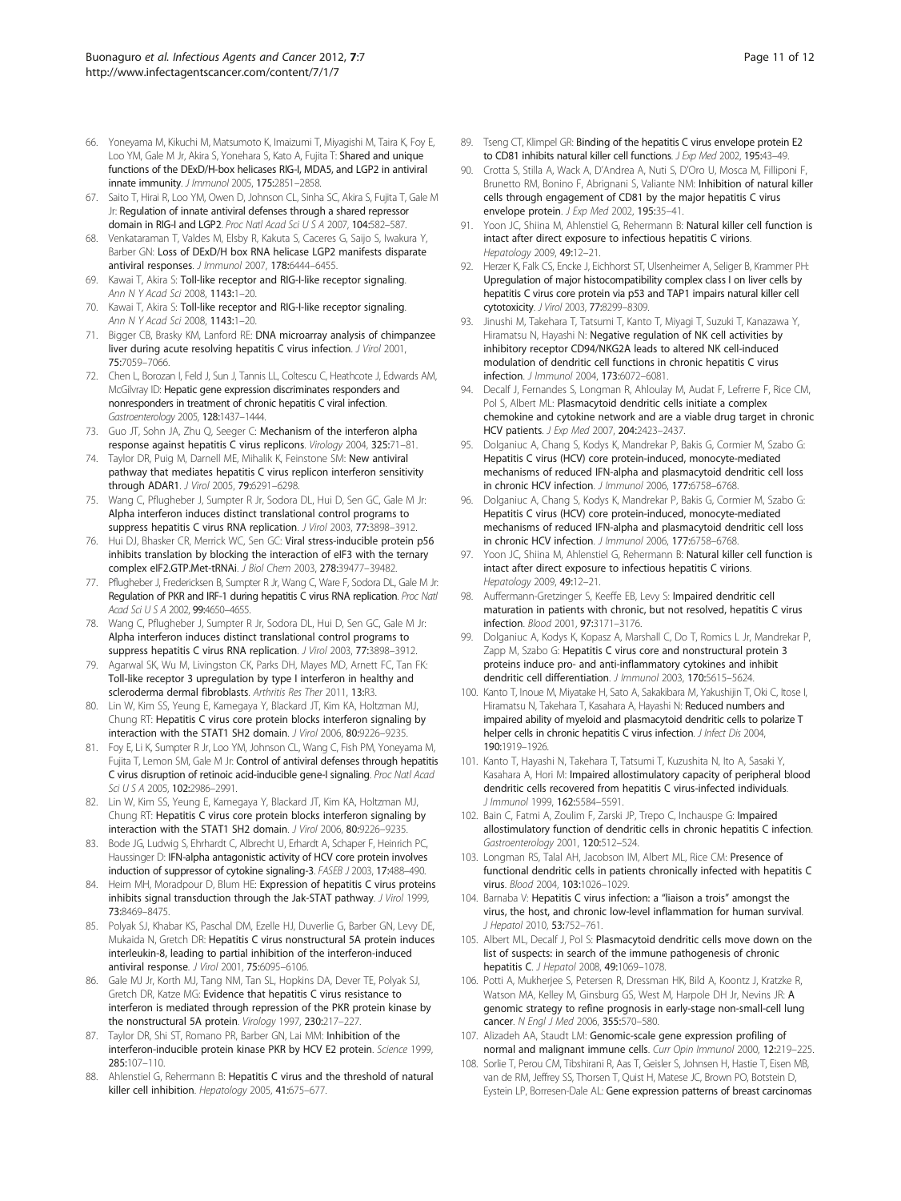66. Yoneyama M, Kikuchi M, Matsumoto K, Imaizumi T, Miyagishi M, Taira K, Foy E, Loo YM, Gale M Jr, Akira S, Yonehara S, Kato A, Fujita T: **Shared and unique functions of the DExD/H-box helicases RIG-I, MDA5, and LGP2 in antiviral innate immunity**. *J Immunol* 2005, **175**:2851–2858.
67. Saito T, Hirai R, Loo YM, Owen D, Johnson CL, Sinha SC, Akira S, Fujita T, Gale M Jr: **Regulation of innate antiviral defenses through a shared repressor domain in RIG-I and LGP2**. *Proc Natl Acad Sci U S A* 2007, **104**:582–587.
68. Venkataraman T, Valdes M, Elsby R, Kakuta S, Caceres G, Saijo S, Iwakura Y, Barber GN: **Loss of DExD/H box RNA helicase LGP2 manifests disparate antiviral responses**. *J Immunol* 2007, **178**:6444–6455.
69. Kawai T, Akira S: **Toll-like receptor and RIG-I-like receptor signaling**. *Ann N Y Acad Sci* 2008, **1143**:1–20.
70. Kawai T, Akira S: **Toll-like receptor and RIG-I-like receptor signaling**. *Ann N Y Acad Sci* 2008, **1143**:1–20.
71. Bigger CB, Brasky KM, Lanford RE: **DNA microarray analysis of chimpanzee liver during acute resolving hepatitis C virus infection**. *J Virol* 2001, **75**:7059–7066.
72. Chen L, Borozan I, Feld J, Sun J, Tannis LL, Coltescu C, Heathcote J, Edwards AM, McGilvray ID: **Hepatic gene expression discriminates responders and nonresponders in treatment of chronic hepatitis C viral infection**. *Gastroenterology* 2005, **128**:1437–1444.
73. Guo JT, Sohn JA, Zhu Q, Seeger C: **Mechanism of the interferon alpha response against hepatitis C virus replicons**. *Virology* 2004, **325**:71–81.
74. Taylor DR, Puig M, Darnell ME, Mihalik K, Feinstone SM: **New antiviral pathway that mediates hepatitis C virus replicon interferon sensitivity through ADAR1**. *J Virol* 2005, **79**:6291–6298.
75. Wang C, Pflugheber J, Sumpter R Jr, Sodora DL, Hui D, Sen GC, Gale M Jr: **Alpha interferon induces distinct translational control programs to suppress hepatitis C virus RNA replication**. *J Virol* 2003, **77**:3898–3912.
76. Hui DJ, Bhasker CR, Merrick WC, Sen GC: **Viral stress-inducible protein p56 inhibits translation by blocking the interaction of eIF3 with the ternary complex eIF2.GTP.Met-tRNAi**. *J Biol Chem* 2003, **278**:39477–39482.
77. Pflugheber J, Fredericksen B, Sumpter R Jr, Wang C, Ware F, Sodora DL, Gale M Jr: **Regulation of PKR and IRF-1 during hepatitis C virus RNA replication**. *Proc Natl Acad Sci U S A* 2002, **99**:4650–4655.
78. Wang C, Pflugheber J, Sumpter R Jr, Sodora DL, Hui D, Sen GC, Gale M Jr: **Alpha interferon induces distinct translational control programs to suppress hepatitis C virus RNA replication**. *J Virol* 2003, **77**:3898–3912.
79. Agarwal SK, Wu M, Livingston CK, Parks DH, Mayes MD, Arnett FC, Tan FK: **Toll-like receptor 3 upregulation by type I interferon in healthy and scleroderma dermal fibroblasts**. *Arthritis Res Ther* 2011, **13**:R3.
80. Lin W, Kim SS, Yeung E, Kamegaya Y, Blackard JT, Kim KA, Holtzman MJ, Chung RT: **Hepatitis C virus core protein blocks interferon signaling by interaction with the STAT1 SH2 domain**. *J Virol* 2006, **80**:9226–9235.
81. Foy E, Li K, Sumpter R Jr, Loo YM, Johnson CL, Wang C, Fish PM, Yoneyama M, Fujita T, Lemon SM, Gale M Jr: **Control of antiviral defenses through hepatitis C virus disruption of retinoic acid-inducible gene-I signaling**. *Proc Natl Acad Sci U S A* 2005, **102**:2986–2991.
82. Lin W, Kim SS, Yeung E, Kamegaya Y, Blackard JT, Kim KA, Holtzman MJ, Chung RT: **Hepatitis C virus core protein blocks interferon signaling by interaction with the STAT1 SH2 domain**. *J Virol* 2006, **80**:9226–9235.
83. Bode JG, Ludwig S, Ehrhardt C, Albrecht U, Erhardt A, Schaper F, Heinrich PC, Haussinger D: **IFN-alpha antagonistic activity of HCV core protein involves induction of suppressor of cytokine signaling-3**. *FASEB J* 2003, **17**:488–490.
84. Heim MH, Moradpour D, Blum HE: **Expression of hepatitis C virus proteins inhibits signal transduction through the Jak-STAT pathway**. *J Virol* 1999, **73**:8469–8475.
85. Polyak SJ, Khabar KS, Paschal DM, Ezelle HJ, Duverlie G, Barber GN, Levy DE, Mukaida N, Gretch DR: **Hepatitis C virus nonstructural 5A protein induces interleukin-8, leading to partial inhibition of the interferon-induced antiviral response**. *J Virol* 2001, **75**:6095–6106.
86. Gale MJ Jr, Korth MJ, Tang NM, Tan SL, Hopkins DA, Dever TE, Polyak SJ, Gretch DR, Katze MG: **Evidence that hepatitis C virus resistance to interferon is mediated through repression of the PKR protein kinase by the nonstructural 5A protein**. *Virology* 1997, **230**:217–227.
87. Taylor DR, Shi ST, Romano PR, Barber GN, Lai MM: **Inhibition of the interferon-inducible protein kinase PKR by HCV E2 protein**. *Science* 1999, **285**:107–110.
88. Ahlenstiel G, Rehermann B: **Hepatitis C virus and the threshold of natural killer cell inhibition**. *Hepatology* 2005, **41**:675–677.
89. Tseng CT, Klimpel GR: **Binding of the hepatitis C virus envelope protein E2 to CD81 inhibits natural killer cell functions**. *J Exp Med* 2002, **195**:43–49.
90. Crotta S, Stilla A, Wack A, D'Andrea A, Nuti S, D'Oro U, Mosca M, Filliponi F, Brunetto RM, Bonino F, Abrignani S, Valiante NM: **Inhibition of natural killer cells through engagement of CD81 by the major hepatitis C virus envelope protein**. *J Exp Med* 2002, **195**:35–41.
91. Yoon JC, Shiina M, Ahlenstiel G, Rehermann B: **Natural killer cell function is intact after direct exposure to infectious hepatitis C virions**. *Hepatology* 2009, **49**:12–21.
92. Herzer K, Falk CS, Encke J, Eichhorst ST, Ulsenheimer A, Seliger B, Krammer PH: **Upregulation of major histocompatibility complex class I on liver cells by hepatitis C virus core protein via p53 and TAP1 impairs natural killer cell cytotoxicity**. *J Virol* 2003, **77**:8299–8309.
93. Jinushi M, Takehara T, Tatsumi T, Kanto T, Miyagi T, Suzuki T, Kanazawa Y, Hiramatsu N, Hayashi N: **Negative regulation of NK cell activities by inhibitory receptor CD94/NKG2A leads to altered NK cell-induced modulation of dendritic cell functions in chronic hepatitis C virus infection**. *J Immunol* 2004, **173**:6072–6081.
94. Decalf J, Fernandes S, Longman R, Ahloulay M, Audat F, Lefrerre F, Rice CM, Pol S, Albert ML: **Plasmacytoid dendritic cells initiate a complex chemokine and cytokine network and are a viable drug target in chronic HCV patients**. *J Exp Med* 2007, **204**:2423–2437.
95. Dolganiuc A, Chang S, Kodys K, Mandrekar P, Bakis G, Cormier M, Szabo G: **Hepatitis C virus (HCV) core protein-induced, monocyte-mediated mechanisms of reduced IFN-alpha and plasmacytoid dendritic cell loss in chronic HCV infection**. *J Immunol* 2006, **177**:6758–6768.
96. Dolganiuc A, Chang S, Kodys K, Mandrekar P, Bakis G, Cormier M, Szabo G: **Hepatitis C virus (HCV) core protein-induced, monocyte-mediated mechanisms of reduced IFN-alpha and plasmacytoid dendritic cell loss in chronic HCV infection**. *J Immunol* 2006, **177**:6758–6768.
97. Yoon JC, Shiina M, Ahlenstiel G, Rehermann B: **Natural killer cell function is intact after direct exposure to infectious hepatitis C virions**. *Hepatology* 2009, **49**:12–21.
98. Auffermann-Gretzinger S, Keeffe EB, Levy S: **Impaired dendritic cell maturation in patients with chronic, but not resolved, hepatitis C virus infection**. *Blood* 2001, **97**:3171–3176.
99. Dolganiuc A, Kodys K, Kopasz A, Marshall C, Do T, Romics L Jr, Mandrekar P, Zapp M, Szabo G: **Hepatitis C virus core and nonstructural protein 3 proteins induce pro- and anti-inflammatory cytokines and inhibit dendritic cell differentiation**. *J Immunol* 2003, **170**:5615–5624.
100. Kanto T, Inoue M, Miyatake H, Sato A, Sakakibara M, Yakushijin T, Oki C, Itose I, Hiramatsu N, Takehara T, Kasahara A, Hayashi N: **Reduced numbers and impaired ability of myeloid and plasmacytoid dendritic cells to polarize T helper cells in chronic hepatitis C virus infection**. *J Infect Dis* 2004, **190**:1919–1926.
101. Kanto T, Hayashi N, Takehara T, Tatsumi T, Kuzushita N, Ito A, Sasaki Y, Kasahara A, Hori M: **Impaired allostimulatory capacity of peripheral blood dendritic cells recovered from hepatitis C virus-infected individuals**. *J Immunol* 1999, **162**:5584–5591.
102. Bain C, Fatmi A, Zoulim F, Zarski JP, Trepo C, Inchauspe G: **Impaired allostimulatory function of dendritic cells in chronic hepatitis C infection**. *Gastroenterology* 2001, **120**:512–524.
103. Longman RS, Talal AH, Jacobson IM, Albert ML, Rice CM: **Presence of functional dendritic cells in patients chronically infected with hepatitis C virus**. *Blood* 2004, **103**:1026–1029.
104. Barnaba V: **Hepatitis C virus infection: a "liaison a trois" amongst the virus, the host, and chronic low-level inflammation for human survival**. *J Hepatol* 2010, **53**:752–761.
105. Albert ML, Decalf J, Pol S: **Plasmacytoid dendritic cells move down on the list of suspects: in search of the immune pathogenesis of chronic hepatitis C**. *J Hepatol* 2008, **49**:1069–1078.
106. Potti A, Mukherjee S, Petersen R, Dressman HK, Bild A, Koontz J, Kratzke R, Watson MA, Kelley M, Ginsburg GS, West M, Harpole DH Jr, Nevins JR: **A genomic strategy to refine prognosis in early-stage non-small-cell lung cancer**. *N Engl J Med* 2006, **355**:570–580.
107. Alizadeh AA, Staudt LM: **Genomic-scale gene expression profiling of normal and malignant immune cells**. *Curr Opin Immunol* 2000, **12**:219–225.
108. Sorlie T, Perou CM, Tibshirani R, Aas T, Geisler S, Johnsen H, Hastie T, Eisen MB, van de RM, Jeffrey SS, Thorsen T, Quist H, Matese JC, Brown PO, Botstein D, Eystein LP, Borresen-Dale AL: **Gene expression patterns of breast carcinomas**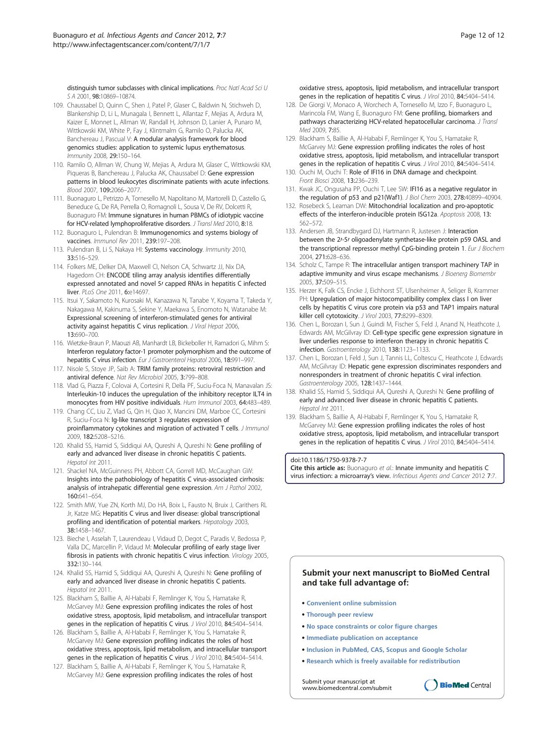distinguish tumor subclasses with clinical implications. *Proc Natl Acad Sci U S A* 2001, 98:10869–10874.

109. Chaussabel D, Quinn C, Shen J, Patel P, Glaser C, Baldwin N, Stichweh D, Blankenship D, Li L, Munagala I, Bennett L, Allantaz F, Mejias A, Ardura M, Kaizer E, Monnet L, Allman W, Randall H, Johnson D, Lanier A, Punaro M, Wittkowski KM, White P, Fay J, Klintmalm G, Ramilo O, Palucka AK, Banchereau J, Pascual V: A modular analysis framework for blood genomics studies: application to systemic lupus erythematosus. *Immunity* 2008, 29:150–164.
110. Ramilo O, Allman W, Chung W, Mejias A, Ardura M, Glaser C, Wittkowski KM, Piqueras B, Banchereau J, Palucka AK, Chaussabel D: Gene expression patterns in blood leukocytes discriminate patients with acute infections. *Blood* 2007, 109:2066–2077.
111. Buonaguro L, Petrizzo A, Tornesello M, Napolitano M, Martorelli D, Castello G, Beneduce G, De RA, Perrella O, Romagnoli L, Sousa V, De RV, Dolcetti R, Buonaguro FM: Immune signatures in human PBMCs of idiotypic vaccine for HCV-related lymphoproliferative disorders. *J Transl Med* 2010, 8:18.
112. Buonaguro L, Pulendran B: Immunogenomics and systems biology of vaccines. *Immunol Rev* 2011, 239:197–208.
113. Pulendran B, Li S, Nakaya HI: Systems vaccinology. *Immunity* 2010, 33:516–529.
114. Folkers ME, Delker DA, Maxwell CI, Nelson CA, Schwartz JJ, Nix DA, Hagedorn CH: ENCODE tiling array analysis identifies differentially expressed annotated and novel 5′ capped RNAs in hepatitis C infected liver. *PLoS One* 2011, 6:e14697.
115. Itsui Y, Sakamoto N, Kurosaki M, Kanazawa N, Tanabe Y, Koyama T, Takeda Y, Nakagawa M, Kakinuma S, Sekine Y, Maekawa S, Enomoto N, Watanabe M: Expressional screening of interferon-stimulated genes for antiviral activity against hepatitis C virus replication. *J Viral Hepat* 2006, 13:690–700.
116. Wietzke-Braun P, Maouzi AB, Manhardt LB, Bickeboller H, Ramadori G, Mihm S: Interferon regulatory factor-1 promoter polymorphism and the outcome of hepatitis C virus infection. *Eur J Gastroenterol Hepatol* 2006, 18:991–997.
117. Nisole S, Stoye JP, Saib A: TRIM family proteins: retroviral restriction and antiviral defence. *Nat Rev Microbiol* 2005, 3:799–808.
118. Vlad G, Piazza F, Colovai A, Cortesini R, Della PF, Suciu-Foca N, Manavalan JS: Interleukin-10 induces the upregulation of the inhibitory receptor ILT4 in monocytes from HIV positive individuals. *Hum Immunol* 2003, 64:483–489.
119. Chang CC, Liu Z, Vlad G, Qin H, Qiao X, Mancini DM, Marboe CC, Cortesini R, Suciu-Foca N: Ig-like transcript 3 regulates expression of proinflammatory cytokines and migration of activated T cells. *J Immunol* 2009, 182:5208–5216.
120. Khalid SS, Hamid S, Siddiqui AA, Qureshi A, Qureshi N: Gene profiling of early and advanced liver disease in chronic hepatitis C patients. *Hepatol Int* 2011.
121. Shackel NA, McGuinness PH, Abbott CA, Gorrell MD, McCaughan GW: Insights into the pathobiology of hepatitis C virus-associated cirrhosis: analysis of intrahepatic differential gene expression. *Am J Pathol* 2002, 160:641–654.
122. Smith MW, Yue ZN, Korth MJ, Do HA, Boix L, Fausto N, Bruix J, Carithers RL Jr, Katze MG: Hepatitis C virus and liver disease: global transcriptional profiling and identification of potential markers. *Hepatology* 2003, 38:1458–1467.
123. Bieche I, Asselah T, Laurendeau I, Vidaud D, Degot C, Paradis V, Bedossa P, Valla DC, Marcellin P, Vidaud M: Molecular profiling of early stage liver fibrosis in patients with chronic hepatitis C virus infection. *Virology* 2005, 332:130–144.
124. Khalid SS, Hamid S, Siddiqui AA, Qureshi A, Qureshi N: Gene profiling of early and advanced liver disease in chronic hepatitis C patients. *Hepatol Int* 2011.
125. Blackham S, Baillie A, Al-Hababi F, Remlinger K, You S, Hamatake R, McGarvey MJ: Gene expression profiling indicates the roles of host oxidative stress, apoptosis, lipid metabolism, and intracellular transport genes in the replication of hepatitis C virus. *J Virol* 2010, 84:5404–5414.
126. Blackham S, Baillie A, Al-Hababi F, Remlinger K, You S, Hamatake R, McGarvey MJ: Gene expression profiling indicates the roles of host oxidative stress, apoptosis, lipid metabolism, and intracellular transport genes in the replication of hepatitis C virus. *J Virol* 2010, 84:5404–5414.
127. Blackham S, Baillie A, Al-Hababi F, Remlinger K, You S, Hamatake R, McGarvey MJ: Gene expression profiling indicates the roles of host oxidative stress, apoptosis, lipid metabolism, and intracellular transport genes in the replication of hepatitis C virus. *J Virol* 2010, 84:5404–5414.
128. De Giorgi V, Monaco A, Worchech A, Tornesello M, Izzo F, Buonaguro L, Marincola FM, Wang E, Buonaguro FM: Gene profiling, biomarkers and pathways characterizing HCV-related hepatocellular carcinoma. *J Transl Med* 2009, 7:85.
129. Blackham S, Baillie A, Al-Hababi F, Remlinger K, You S, Hamatake R, McGarvey MJ: Gene expression profiling indicates the roles of host oxidative stress, apoptosis, lipid metabolism, and intracellular transport genes in the replication of hepatitis C virus. *J Virol* 2010, 84:5404–5414.
130. Ouchi M, Ouchi T: Role of IFI16 in DNA damage and checkpoint. *Front Biosci* 2008, 13:236–239.
131. Kwak JC, Ongusaha PP, Ouchi T, Lee SW: IFI16 as a negative regulator in the regulation of p53 and p21(Waf1). *J Biol Chem* 2003, 278:40899–40904.
132. Rosebeck S, Leaman DW: Mitochondrial localization and pro-apoptotic effects of the interferon-inducible protein ISG12a. *Apoptosis* 2008, 13:562–572.
133. Andersen JB, Strandbygard DJ, Hartmann R, Justesen J: Interaction between the 2′-5′ oligoadenylate synthetase-like protein p59 OASL and the transcriptional repressor methyl CpG-binding protein 1. *Eur J Biochem* 2004, 271:628–636.
134. Scholz C, Tampe R: The intracellular antigen transport machinery TAP in adaptive immunity and virus escape mechanisms. *J Bioenerg Biomembr* 2005, 37:509–515.
135. Herzer K, Falk CS, Encke J, Eichhorst ST, Ulsenheimer A, Seliger B, Krammer PH: Upregulation of major histocompatibility complex class I on liver cells by hepatitis C virus core protein via p53 and TAP1 impairs natural killer cell cytotoxicity. *J Virol* 2003, 77:8299–8309.
136. Chen L, Borozan I, Sun J, Guindi M, Fischer S, Feld J, Anand N, Heathcote J, Edwards AM, McGilvray ID: Cell-type specific gene expression signature in liver underlies response to interferon therapy in chronic hepatitis C infection. *Gastroenterology* 2010, 138:1123–1133.
137. Chen L, Borozan I, Feld J, Sun J, Tannis LL, Coltescu C, Heathcote J, Edwards AM, McGilvray ID: Hepatic gene expression discriminates responders and nonresponders in treatment of chronic hepatitis C viral infection. *Gastroenterology* 2005, 128:1437–1444.
138. Khalid SS, Hamid S, Siddiqui AA, Qureshi A, Qureshi N: Gene profiling of early and advanced liver disease in chronic hepatitis C patients. *Hepatol Int* 2011.
139. Blackham S, Baillie A, Al-Hababi F, Remlinger K, You S, Hamatake R, McGarvey MJ: Gene expression profiling indicates the roles of host oxidative stress, apoptosis, lipid metabolism, and intracellular transport genes in the replication of hepatitis C virus. *J Virol* 2010, 84:5404–5414.

doi:10.1186/1750-9378-7-7

**Cite this article as:** Buonaguro *et al.*: Innate immunity and hepatitis C virus infection: a microarray's view. *Infectious Agents and Cancer* 2012 7:7.

**Submit your next manuscript to BioMed Central and take full advantage of:**

- **Convenient online submission**
- **Thorough peer review**
- **No space constraints or color figure charges**
- **Immediate publication on acceptance**
- **Inclusion in PubMed, CAS, Scopus and Google Scholar**
- **Research which is freely available for redistribution**

Submit your manuscript at www.biomedcentral.com/submit

BioMed Central